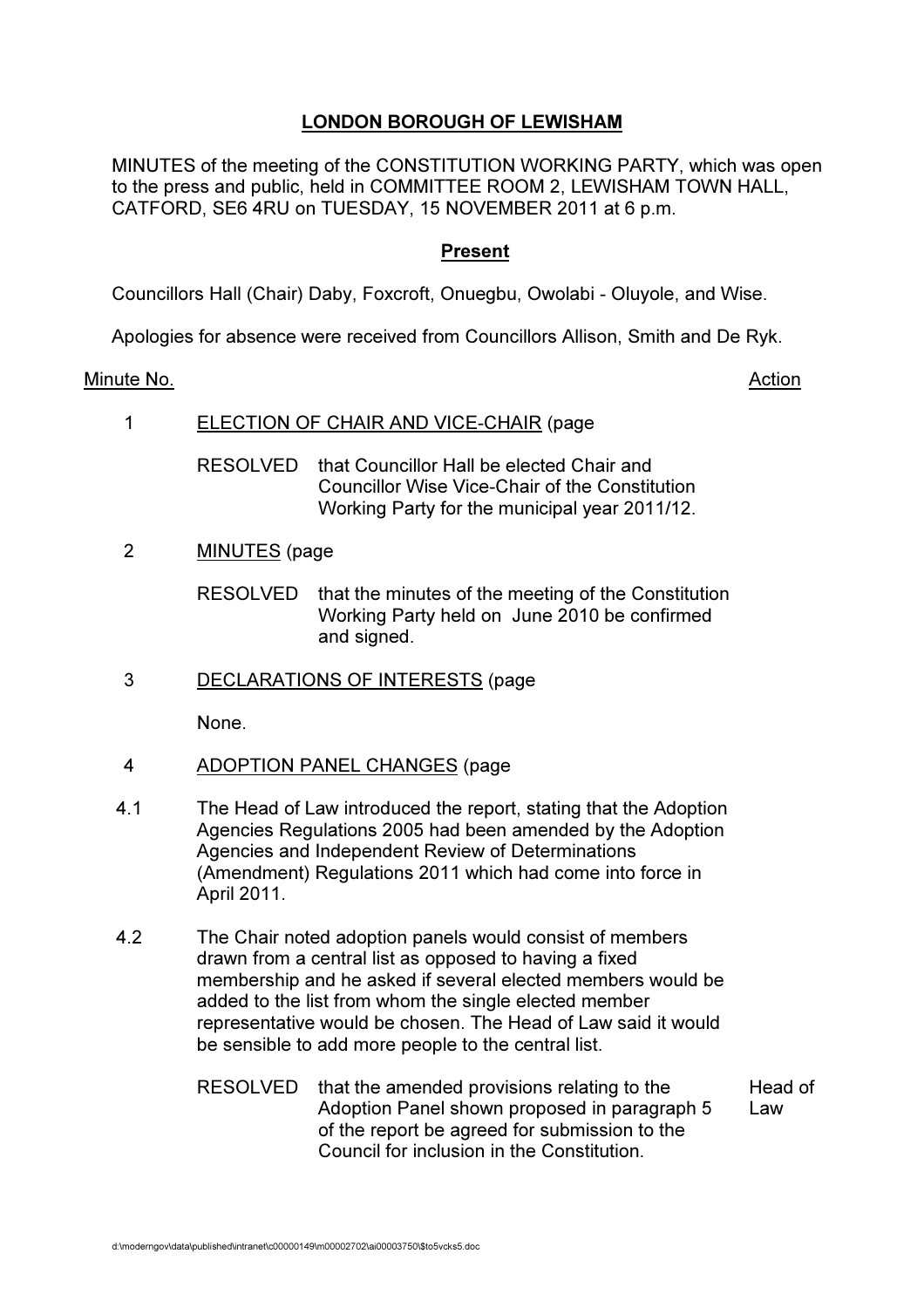# LONDON BOROUGH OF LEWISHAM

MINUTES of the meeting of the CONSTITUTION WORKING PARTY, which was open to the press and public, held in COMMITTEE ROOM 2, LEWISHAM TOWN HALL, CATFORD, SE6 4RU on TUESDAY, 15 NOVEMBER 2011 at 6 p.m.

## Present

Councillors Hall (Chair) Daby, Foxcroft, Onuegbu, Owolabi - Oluyole, and Wise.

Apologies for absence were received from Councillors Allison, Smith and De Ryk.

| Minute No. | | Action |
|---|---|---|
| 1 | ELECTION OF CHAIR AND VICE-CHAIR (page | |
| | RESOLVED that Councillor Hall be elected Chair and Councillor Wise Vice-Chair of the Constitution Working Party for the municipal year 2011/12. | |
| 2 | MINUTES (page | |
| | RESOLVED that the minutes of the meeting of the Constitution Working Party held on June 2010 be confirmed and signed. | |
| 3 | DECLARATIONS OF INTERESTS (page | |
| | None. | |
| 4 | ADOPTION PANEL CHANGES (page | |
| 4.1 | The Head of Law introduced the report, stating that the Adoption Agencies Regulations 2005 had been amended by the Adoption Agencies and Independent Review of Determinations (Amendment) Regulations 2011 which had come into force in April 2011. | |
| 4.2 | The Chair noted adoption panels would consist of members drawn from a central list as opposed to having a fixed membership and he asked if several elected members would be added to the list from whom the single elected member representative would be chosen. The Head of Law said it would be sensible to add more people to the central list. | |
| | RESOLVED that the amended provisions relating to the Adoption Panel shown proposed in paragraph 5 of the report be agreed for submission to the Council for inclusion in the Constitution. | Head of Law |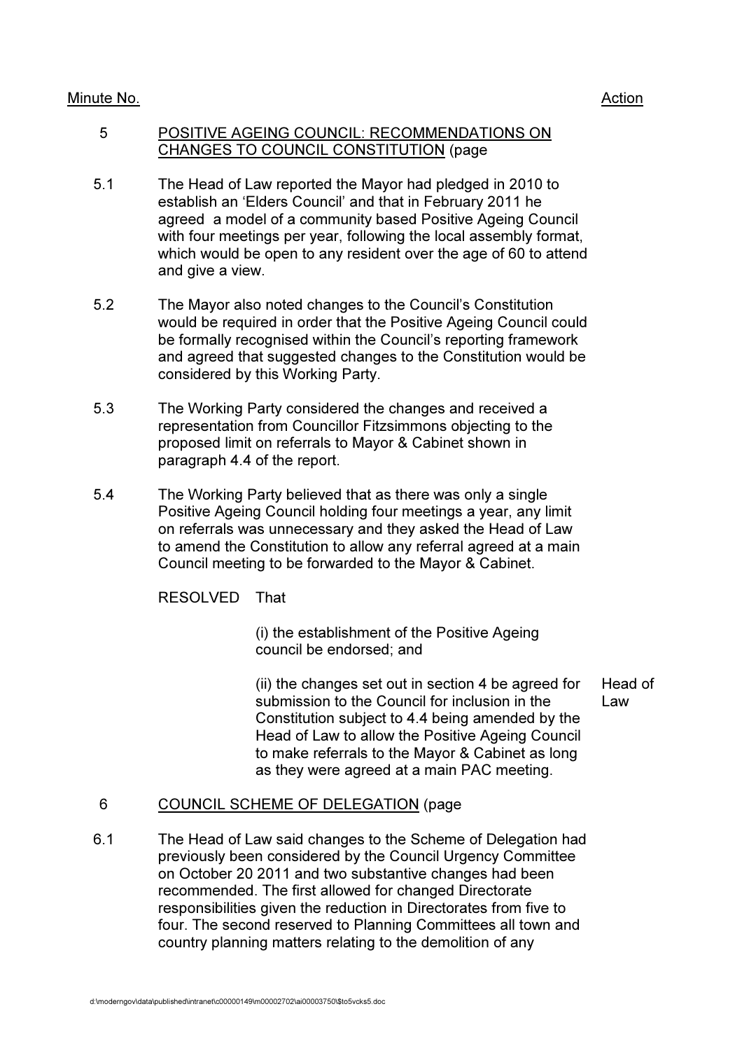| Minute No. | | Action |
|---|---|---|

**5 POSITIVE AGEING COUNCIL: RECOMMENDATIONS ON CHANGES TO COUNCIL CONSTITUTION** (page

5.1 The Head of Law reported the Mayor had pledged in 2010 to establish an 'Elders Council' and that in February 2011 he agreed a model of a community based Positive Ageing Council with four meetings per year, following the local assembly format, which would be open to any resident over the age of 60 to attend and give a view.

5.2 The Mayor also noted changes to the Council's Constitution would be required in order that the Positive Ageing Council could be formally recognised within the Council's reporting framework and agreed that suggested changes to the Constitution would be considered by this Working Party.

5.3 The Working Party considered the changes and received a representation from Councillor Fitzsimmons objecting to the proposed limit on referrals to Mayor & Cabinet shown in paragraph 4.4 of the report.

5.4 The Working Party believed that as there was only a single Positive Ageing Council holding four meetings a year, any limit on referrals was unnecessary and they asked the Head of Law to amend the Constitution to allow any referral agreed at a main Council meeting to be forwarded to the Mayor & Cabinet.

RESOLVED That

(i) the establishment of the Positive Ageing council be endorsed; and

(ii) the changes set out in section 4 be agreed for submission to the Council for inclusion in the Constitution subject to 4.4 being amended by the Head of Law to allow the Positive Ageing Council to make referrals to the Mayor & Cabinet as long as they were agreed at a main PAC meeting. — *Action: Head of Law*

**6 COUNCIL SCHEME OF DELEGATION** (page

6.1 The Head of Law said changes to the Scheme of Delegation had previously been considered by the Council Urgency Committee on October 20 2011 and two substantive changes had been recommended. The first allowed for changed Directorate responsibilities given the reduction in Directorates from five to four. The second reserved to Planning Committees all town and country planning matters relating to the demolition of any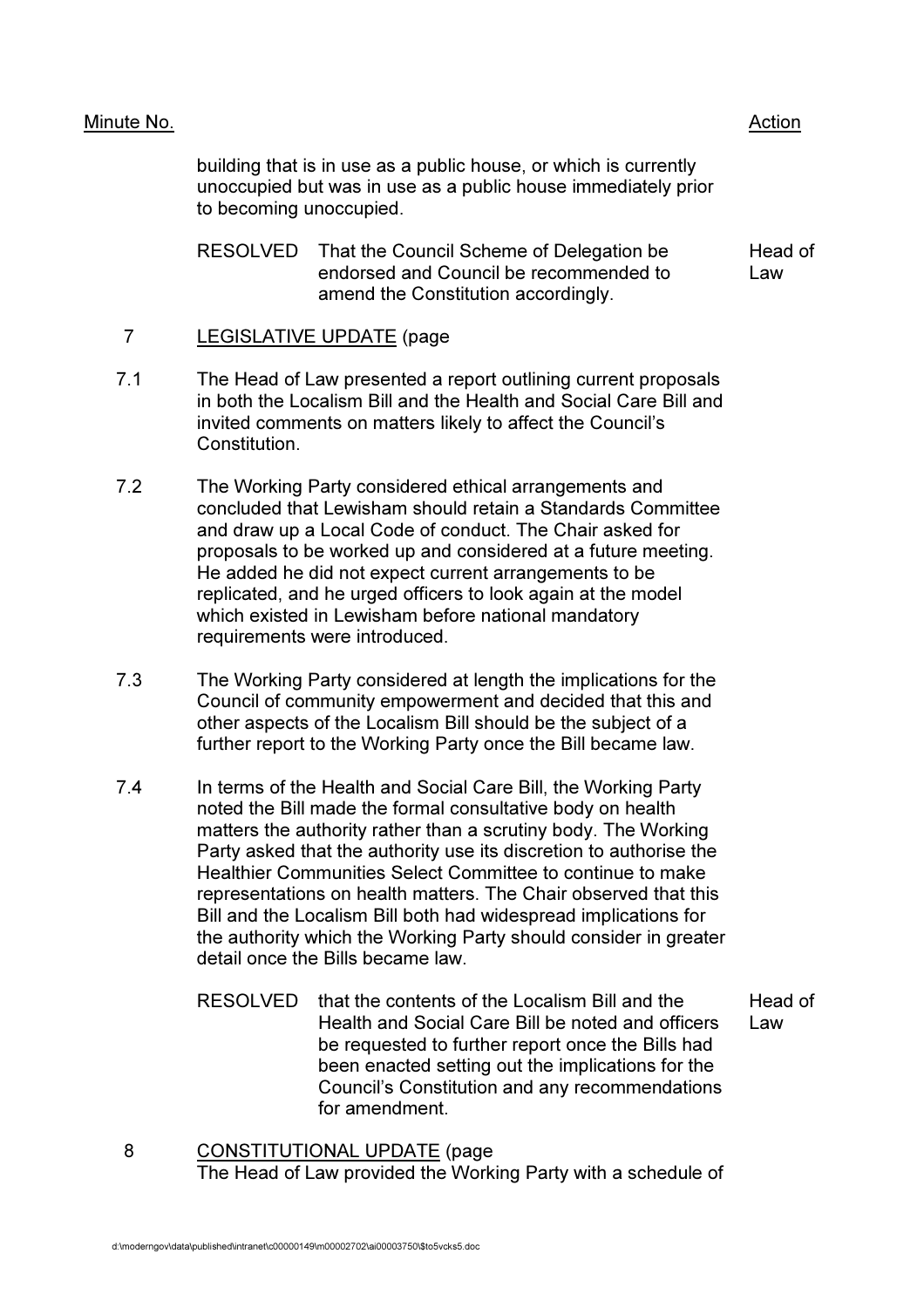| Minute No. | | Action |
|---|---|---|
| | building that is in use as a public house, or which is currently unoccupied but was in use as a public house immediately prior to becoming unoccupied. | |
| | RESOLVED That the Council Scheme of Delegation be endorsed and Council be recommended to amend the Constitution accordingly. | Head of Law |
| 7 | LEGISLATIVE UPDATE (page | |
| 7.1 | The Head of Law presented a report outlining current proposals in both the Localism Bill and the Health and Social Care Bill and invited comments on matters likely to affect the Council's Constitution. | |
| 7.2 | The Working Party considered ethical arrangements and concluded that Lewisham should retain a Standards Committee and draw up a Local Code of conduct. The Chair asked for proposals to be worked up and considered at a future meeting. He added he did not expect current arrangements to be replicated, and he urged officers to look again at the model which existed in Lewisham before national mandatory requirements were introduced. | |
| 7.3 | The Working Party considered at length the implications for the Council of community empowerment and decided that this and other aspects of the Localism Bill should be the subject of a further report to the Working Party once the Bill became law. | |
| 7.4 | In terms of the Health and Social Care Bill, the Working Party noted the Bill made the formal consultative body on health matters the authority rather than a scrutiny body. The Working Party asked that the authority use its discretion to authorise the Healthier Communities Select Committee to continue to make representations on health matters. The Chair observed that this Bill and the Localism Bill both had widespread implications for the authority which the Working Party should consider in greater detail once the Bills became law. | |
| | RESOLVED that the contents of the Localism Bill and the Health and Social Care Bill be noted and officers be requested to further report once the Bills had been enacted setting out the implications for the Council's Constitution and any recommendations for amendment. | Head of Law |
| 8 | CONSTITUTIONAL UPDATE (page<br>The Head of Law provided the Working Party with a schedule of | |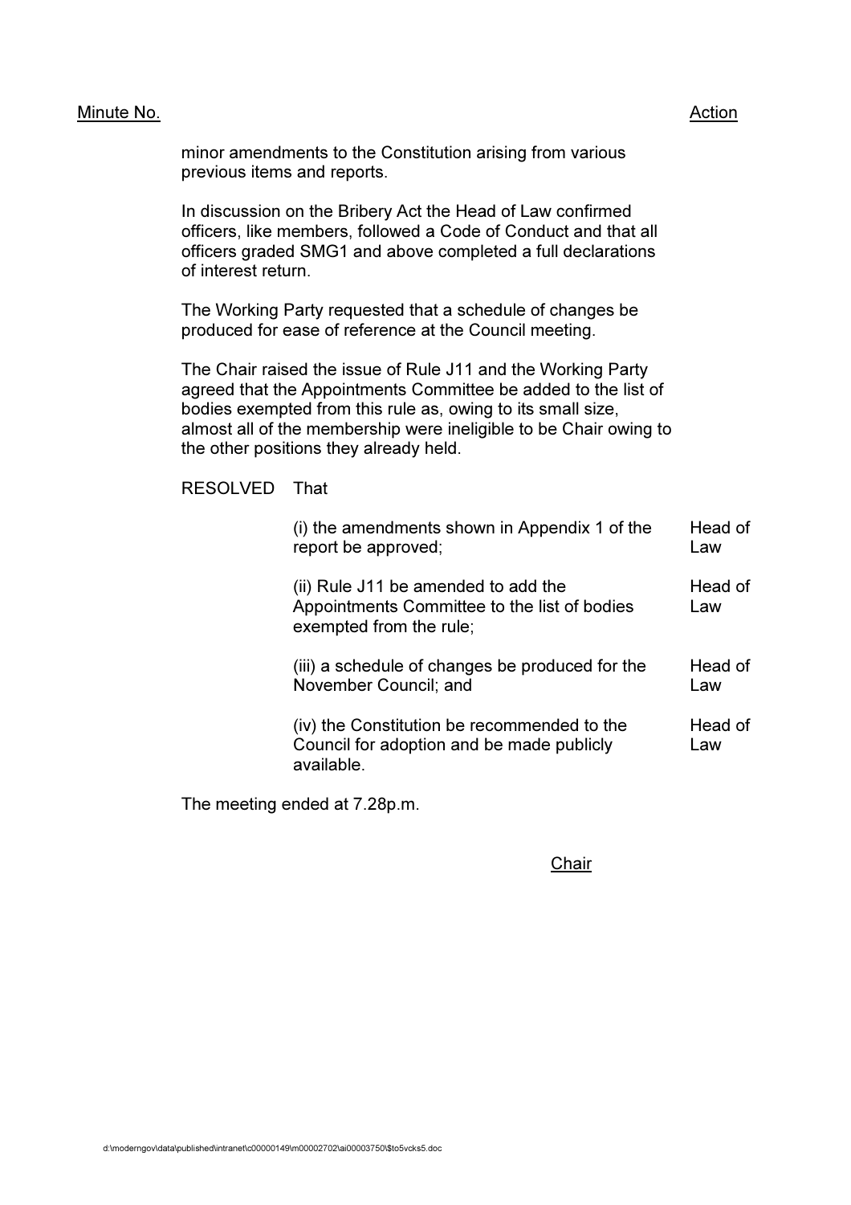Minute No. | Action

minor amendments to the Constitution arising from various previous items and reports.

In discussion on the Bribery Act the Head of Law confirmed officers, like members, followed a Code of Conduct and that all officers graded SMG1 and above completed a full declarations of interest return.

The Working Party requested that a schedule of changes be produced for ease of reference at the Council meeting.

The Chair raised the issue of Rule J11 and the Working Party agreed that the Appointments Committee be added to the list of bodies exempted from this rule as, owing to its small size, almost all of the membership were ineligible to be Chair owing to the other positions they already held.

RESOLVED That

| | |
|---|---|
| (i) the amendments shown in Appendix 1 of the report be approved; | Head of Law |
| (ii) Rule J11 be amended to add the Appointments Committee to the list of bodies exempted from the rule; | Head of Law |
| (iii) a schedule of changes be produced for the November Council; and | Head of Law |
| (iv) the Constitution be recommended to the Council for adoption and be made publicly available. | Head of Law |

The meeting ended at 7.28p.m.

Chair